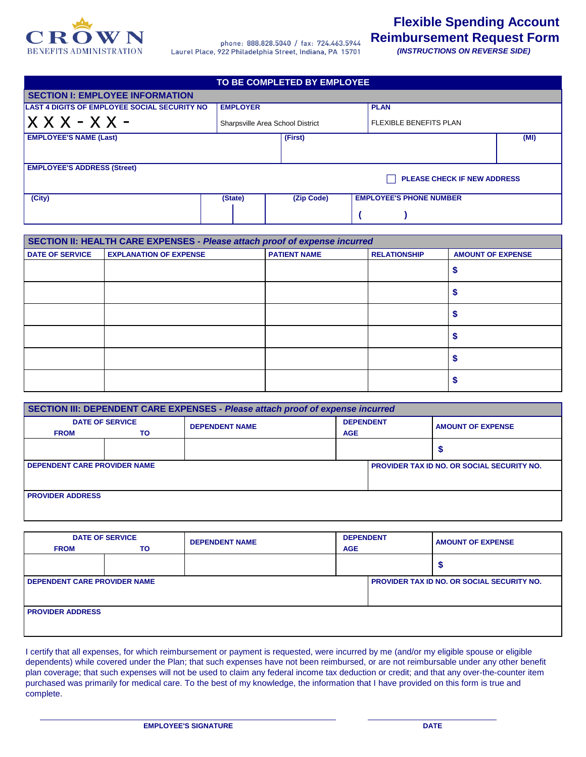CROWN
BENEFITS ADMINISTRATION

phone: 888.828.5040 / fax: 724.463.5944
Laurel Place, 922 Philadelphia Street, Indiana, PA 15701

# Flexible Spending Account Reimbursement Request Form

*(INSTRUCTIONS ON REVERSE SIDE)*

## TO BE COMPLETED BY EMPLOYEE

### SECTION I: EMPLOYEE INFORMATION

| LAST 4 DIGITS OF EMPLOYEE SOCIAL SECURITY NO | EMPLOYER | PLAN |
|---|---|---|
| X X X - X X - | Sharpsville Area School District | FLEXIBLE BENEFITS PLAN |

| EMPLOYEE'S NAME (Last) | (First) | (MI) |
|---|---|---|
| | | |

| EMPLOYEE'S ADDRESS (Street) | ☐ PLEASE CHECK IF NEW ADDRESS |
|---|---|
| | |

| (City) | (State) | (Zip Code) | EMPLOYEE'S PHONE NUMBER |
|---|---|---|---|
| | | | ( ) |

### SECTION II: HEALTH CARE EXPENSES - *Please attach proof of expense incurred*

| DATE OF SERVICE | EXPLANATION OF EXPENSE | PATIENT NAME | RELATIONSHIP | AMOUNT OF EXPENSE |
|---|---|---|---|---|
| | | | | $ |
| | | | | $ |
| | | | | $ |
| | | | | $ |
| | | | | $ |
| | | | | $ |

### SECTION III: DEPENDENT CARE EXPENSES - *Please attach proof of expense incurred*

| DATE OF SERVICE FROM | TO | DEPENDENT NAME | DEPENDENT AGE | AMOUNT OF EXPENSE |
|---|---|---|---|---|
| | | | | $ |

| DEPENDENT CARE PROVIDER NAME | PROVIDER TAX ID NO. OR SOCIAL SECURITY NO. |
|---|---|
| | |

| PROVIDER ADDRESS |
|---|
| |

| DATE OF SERVICE FROM | TO | DEPENDENT NAME | DEPENDENT AGE | AMOUNT OF EXPENSE |
|---|---|---|---|---|
| | | | | $ |

| DEPENDENT CARE PROVIDER NAME | PROVIDER TAX ID NO. OR SOCIAL SECURITY NO. |
|---|---|
| | |

| PROVIDER ADDRESS |
|---|
| |

I certify that all expenses, for which reimbursement or payment is requested, were incurred by me (and/or my eligible spouse or eligible dependents) while covered under the Plan; that such expenses have not been reimbursed, or are not reimbursable under any other benefit plan coverage; that such expenses will not be used to claim any federal income tax deduction or credit; and that any over-the-counter item purchased was primarily for medical care. To the best of my knowledge, the information that I have provided on this form is true and complete.

_______________________________ EMPLOYEE'S SIGNATURE

_______________ DATE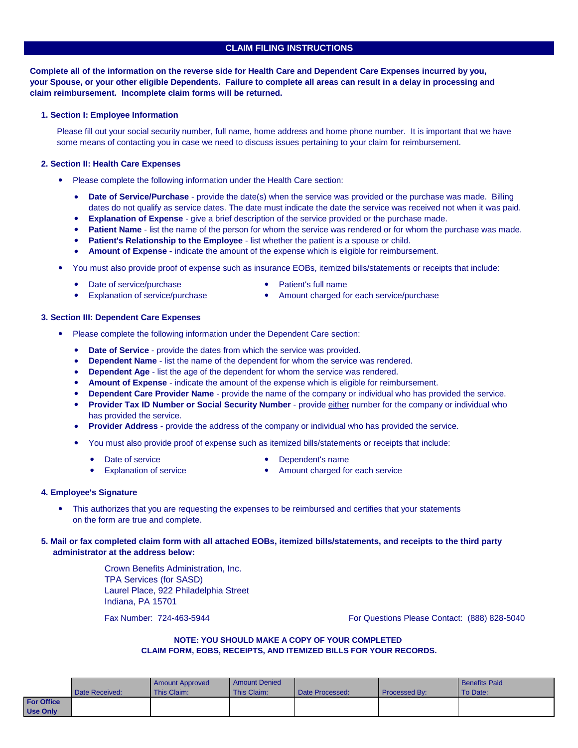## CLAIM FILING INSTRUCTIONS

**Complete all of the information on the reverse side for Health Care and Dependent Care Expenses incurred by you, your Spouse, or your other eligible Dependents. Failure to complete all areas can result in a delay in processing and claim reimbursement. Incomplete claim forms will be returned.**

**1. Section I: Employee Information**

Please fill out your social security number, full name, home address and home phone number. It is important that we have some means of contacting you in case we need to discuss issues pertaining to your claim for reimbursement.

**2. Section II: Health Care Expenses**

- Please complete the following information under the Health Care section:
  - **Date of Service/Purchase** - provide the date(s) when the service was provided or the purchase was made. Billing dates do not qualify as service dates. The date must indicate the date the service was received not when it was paid.
  - **Explanation of Expense** - give a brief description of the service provided or the purchase made.
  - **Patient Name** - list the name of the person for whom the service was rendered or for whom the purchase was made.
  - **Patient's Relationship to the Employee** - list whether the patient is a spouse or child.
  - **Amount of Expense -** indicate the amount of the expense which is eligible for reimbursement.
- You must also provide proof of expense such as insurance EOBs, itemized bills/statements or receipts that include:
  - Date of service/purchase
  - Explanation of service/purchase
  - Patient's full name
  - Amount charged for each service/purchase

**3. Section III: Dependent Care Expenses**

- Please complete the following information under the Dependent Care section:
  - **Date of Service** - provide the dates from which the service was provided.
  - **Dependent Name** - list the name of the dependent for whom the service was rendered.
  - **Dependent Age** - list the age of the dependent for whom the service was rendered.
  - **Amount of Expense** - indicate the amount of the expense which is eligible for reimbursement.
  - **Dependent Care Provider Name** - provide the name of the company or individual who has provided the service.
  - **Provider Tax ID Number or Social Security Number** - provide either number for the company or individual who has provided the service.
  - **Provider Address** - provide the address of the company or individual who has provided the service.
  - You must also provide proof of expense such as itemized bills/statements or receipts that include:
    - Date of service
    - Explanation of service
    - Dependent's name
    - Amount charged for each service

**4. Employee's Signature**

- This authorizes that you are requesting the expenses to be reimbursed and certifies that your statements on the form are true and complete.

**5. Mail or fax completed claim form with all attached EOBs, itemized bills/statements, and receipts to the third party administrator at the address below:**

Crown Benefits Administration, Inc.
TPA Services (for SASD)
Laurel Place, 922 Philadelphia Street
Indiana, PA 15701

Fax Number: 724-463-5944

For Questions Please Contact: (888) 828-5040

**NOTE: YOU SHOULD MAKE A COPY OF YOUR COMPLETED CLAIM FORM, EOBS, RECEIPTS, AND ITEMIZED BILLS FOR YOUR RECORDS.**

| | Date Received: | Amount Approved This Claim: | Amount Denied This Claim: | Date Processed: | Processed By: | Benefits Paid To Date: |
|---|---|---|---|---|---|---|
| **For Office Use Only** | | | | | | |